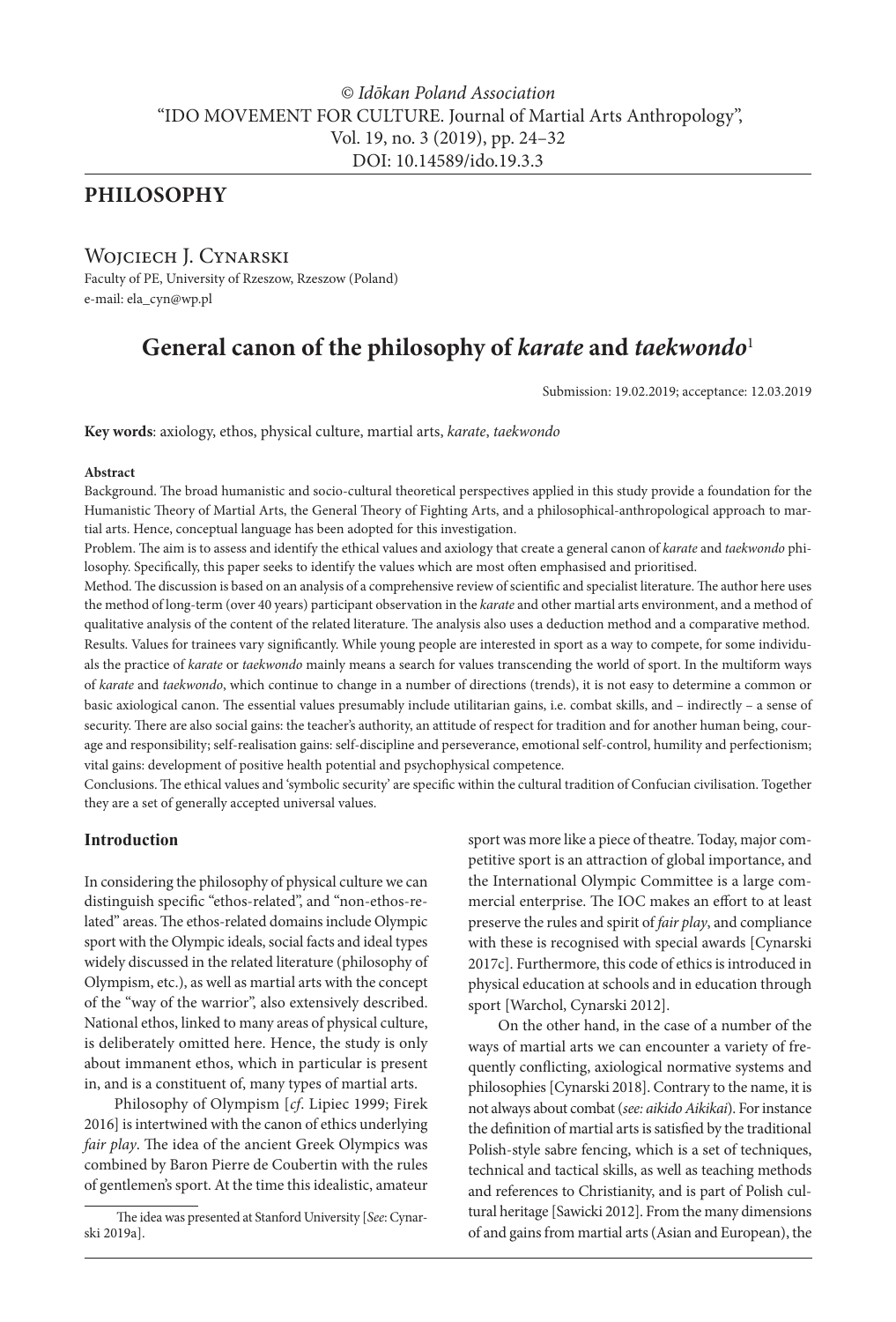© *Idōkan Poland Association*
"IDO MOVEMENT FOR CULTURE. Journal of Martial Arts Anthropology",
Vol. 19, no. 3 (2019), pp. 24–32
DOI: 10.14589/ido.19.3.3

## PHILOSOPHY

Wojciech J. Cynarski
Faculty of PE, University of Rzeszow, Rzeszow (Poland)
e-mail: ela_cyn@wp.pl

# General canon of the philosophy of *karate* and *taekwondo*[1]

Submission: 19.02.2019; acceptance: 12.03.2019

**Key words**: axiology, ethos, physical culture, martial arts, *karate*, *taekwondo*

**Abstract**

Background. The broad humanistic and socio-cultural theoretical perspectives applied in this study provide a foundation for the Humanistic Theory of Martial Arts, the General Theory of Fighting Arts, and a philosophical-anthropological approach to martial arts. Hence, conceptual language has been adopted for this investigation.

Problem. The aim is to assess and identify the ethical values and axiology that create a general canon of *karate* and *taekwondo* philosophy. Specifically, this paper seeks to identify the values which are most often emphasised and prioritised.

Method. The discussion is based on an analysis of a comprehensive review of scientific and specialist literature. The author here uses the method of long-term (over 40 years) participant observation in the *karate* and other martial arts environment, and a method of qualitative analysis of the content of the related literature. The analysis also uses a deduction method and a comparative method.

Results. Values for trainees vary significantly. While young people are interested in sport as a way to compete, for some individuals the practice of *karate* or *taekwondo* mainly means a search for values transcending the world of sport. In the multiform ways of *karate* and *taekwondo*, which continue to change in a number of directions (trends), it is not easy to determine a common or basic axiological canon. The essential values presumably include utilitarian gains, i.e. combat skills, and – indirectly – a sense of security. There are also social gains: the teacher's authority, an attitude of respect for tradition and for another human being, courage and responsibility; self-realisation gains: self-discipline and perseverance, emotional self-control, humility and perfectionism; vital gains: development of positive health potential and psychophysical competence.

Conclusions. The ethical values and 'symbolic security' are specific within the cultural tradition of Confucian civilisation. Together they are a set of generally accepted universal values.

### Introduction

In considering the philosophy of physical culture we can distinguish specific "ethos-related", and "non-ethos-related" areas. The ethos-related domains include Olympic sport with the Olympic ideals, social facts and ideal types widely discussed in the related literature (philosophy of Olympism, etc.), as well as martial arts with the concept of the "way of the warrior", also extensively described. National ethos, linked to many areas of physical culture, is deliberately omitted here. Hence, the study is only about immanent ethos, which in particular is present in, and is a constituent of, many types of martial arts.

Philosophy of Olympism [*cf*. Lipiec 1999; Firek 2016] is intertwined with the canon of ethics underlying *fair play*. The idea of the ancient Greek Olympics was combined by Baron Pierre de Coubertin with the rules of gentlemen's sport. At the time this idealistic, amateur sport was more like a piece of theatre. Today, major competitive sport is an attraction of global importance, and the International Olympic Committee is a large commercial enterprise. The IOC makes an effort to at least preserve the rules and spirit of *fair play*, and compliance with these is recognised with special awards [Cynarski 2017c]. Furthermore, this code of ethics is introduced in physical education at schools and in education through sport [Warchol, Cynarski 2012].

On the other hand, in the case of a number of the ways of martial arts we can encounter a variety of frequently conflicting, axiological normative systems and philosophies [Cynarski 2018]. Contrary to the name, it is not always about combat (*see: aikido Aikikai*). For instance the definition of martial arts is satisfied by the traditional Polish-style sabre fencing, which is a set of techniques, technical and tactical skills, as well as teaching methods and references to Christianity, and is part of Polish cultural heritage [Sawicki 2012]. From the many dimensions of and gains from martial arts (Asian and European), the

[1] The idea was presented at Stanford University [*See*: Cynarski 2019a].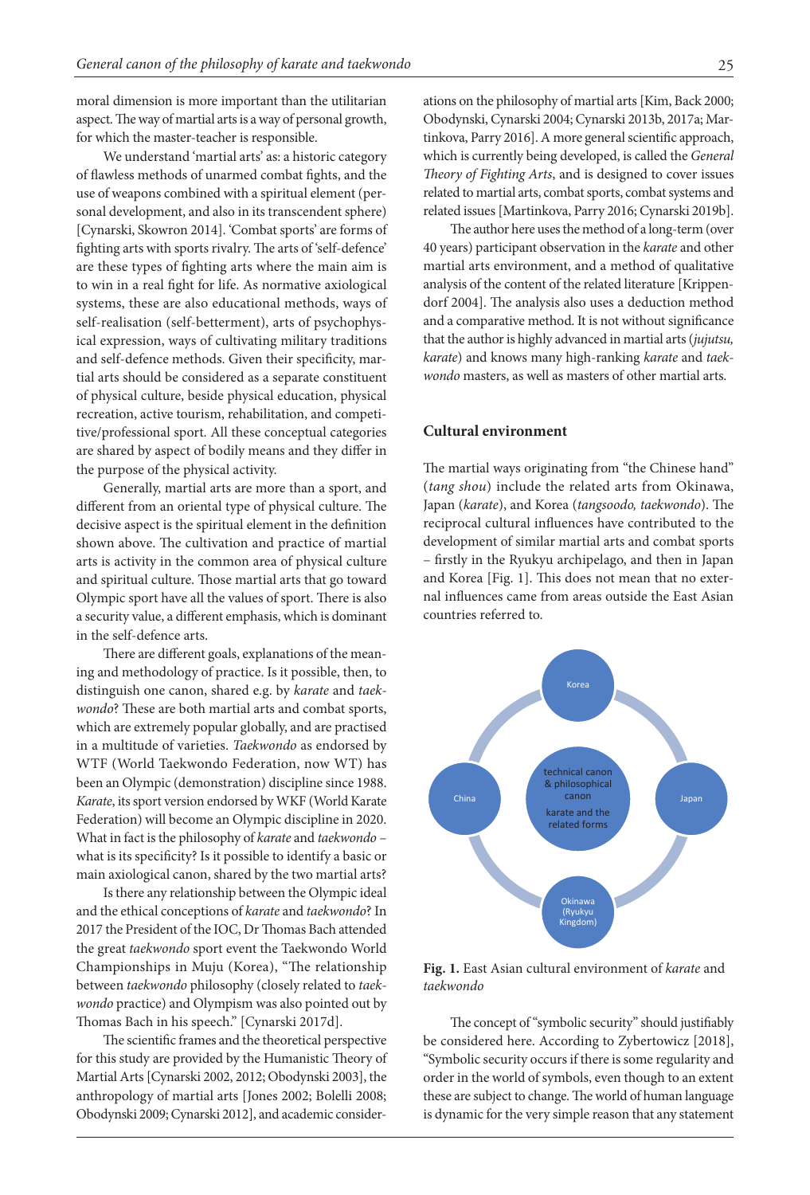moral dimension is more important than the utilitarian aspect. The way of martial arts is a way of personal growth, for which the master-teacher is responsible.

We understand 'martial arts' as: a historic category of flawless methods of unarmed combat fights, and the use of weapons combined with a spiritual element (personal development, and also in its transcendent sphere) [Cynarski, Skowron 2014]. 'Combat sports' are forms of fighting arts with sports rivalry. The arts of 'self-defence' are these types of fighting arts where the main aim is to win in a real fight for life. As normative axiological systems, these are also educational methods, ways of self-realisation (self-betterment), arts of psychophysical expression, ways of cultivating military traditions and self-defence methods. Given their specificity, martial arts should be considered as a separate constituent of physical culture, beside physical education, physical recreation, active tourism, rehabilitation, and competitive/professional sport. All these conceptual categories are shared by aspect of bodily means and they differ in the purpose of the physical activity.

Generally, martial arts are more than a sport, and different from an oriental type of physical culture. The decisive aspect is the spiritual element in the definition shown above. The cultivation and practice of martial arts is activity in the common area of physical culture and spiritual culture. Those martial arts that go toward Olympic sport have all the values of sport. There is also a security value, a different emphasis, which is dominant in the self-defence arts.

There are different goals, explanations of the meaning and methodology of practice. Is it possible, then, to distinguish one canon, shared e.g. by *karate* and *taekwondo*? These are both martial arts and combat sports, which are extremely popular globally, and are practised in a multitude of varieties. *Taekwondo* as endorsed by WTF (World Taekwondo Federation, now WT) has been an Olympic (demonstration) discipline since 1988. *Karate*, its sport version endorsed by WKF (World Karate Federation) will become an Olympic discipline in 2020. What in fact is the philosophy of *karate* and *taekwondo* – what is its specificity? Is it possible to identify a basic or main axiological canon, shared by the two martial arts?

Is there any relationship between the Olympic ideal and the ethical conceptions of *karate* and *taekwondo*? In 2017 the President of the IOC, Dr Thomas Bach attended the great *taekwondo* sport event the Taekwondo World Championships in Muju (Korea), "The relationship between *taekwondo* philosophy (closely related to *taekwondo* practice) and Olympism was also pointed out by Thomas Bach in his speech." [Cynarski 2017d].

The scientific frames and the theoretical perspective for this study are provided by the Humanistic Theory of Martial Arts [Cynarski 2002, 2012; Obodynski 2003], the anthropology of martial arts [Jones 2002; Bolelli 2008; Obodynski 2009; Cynarski 2012], and academic considerations on the philosophy of martial arts [Kim, Back 2000; Obodynski, Cynarski 2004; Cynarski 2013b, 2017a; Martinkova, Parry 2016]. A more general scientific approach, which is currently being developed, is called the *General Theory of Fighting Arts*, and is designed to cover issues related to martial arts, combat sports, combat systems and related issues [Martinkova, Parry 2016; Cynarski 2019b].

The author here uses the method of a long-term (over 40 years) participant observation in the *karate* and other martial arts environment, and a method of qualitative analysis of the content of the related literature [Krippendorf 2004]. The analysis also uses a deduction method and a comparative method. It is not without significance that the author is highly advanced in martial arts (*jujutsu, karate*) and knows many high-ranking *karate* and *taekwondo* masters, as well as masters of other martial arts.

## Cultural environment

The martial ways originating from "the Chinese hand" (*tang shou*) include the related arts from Okinawa, Japan (*karate*), and Korea (*tangsoodo, taekwondo*). The reciprocal cultural influences have contributed to the development of similar martial arts and combat sports – firstly in the Ryukyu archipelago, and then in Japan and Korea [Fig. 1]. This does not mean that no external influences came from areas outside the East Asian countries referred to.

**Fig. 1.** East Asian cultural environment of *karate* and *taekwondo*

The concept of "symbolic security" should justifiably be considered here. According to Zybertowicz [2018], "Symbolic security occurs if there is some regularity and order in the world of symbols, even though to an extent these are subject to change. The world of human language is dynamic for the very simple reason that any statement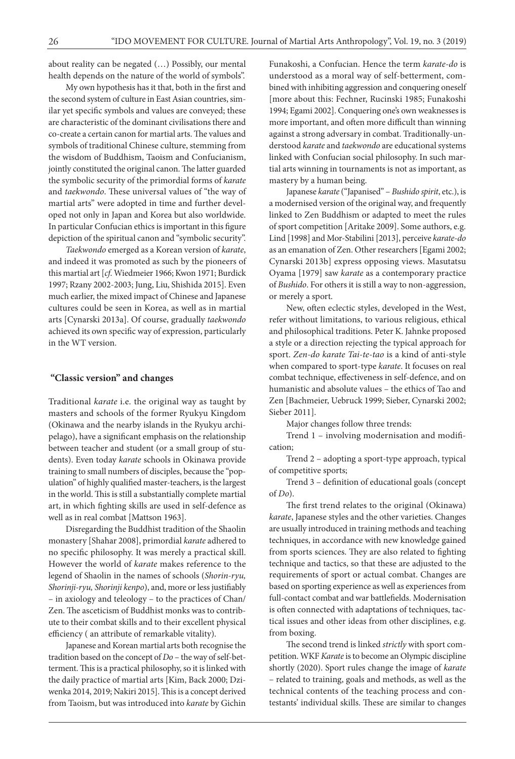about reality can be negated (…) Possibly, our mental health depends on the nature of the world of symbols".

My own hypothesis has it that, both in the first and the second system of culture in East Asian countries, similar yet specific symbols and values are conveyed; these are characteristic of the dominant civilisations there and co-create a certain canon for martial arts. The values and symbols of traditional Chinese culture, stemming from the wisdom of Buddhism, Taoism and Confucianism, jointly constituted the original canon. The latter guarded the symbolic security of the primordial forms of *karate* and *taekwondo*. These universal values of "the way of martial arts" were adopted in time and further developed not only in Japan and Korea but also worldwide. In particular Confucian ethics is important in this figure depiction of the spiritual canon and "symbolic security".

*Taekwondo* emerged as a Korean version of *karate*, and indeed it was promoted as such by the pioneers of this martial art [*cf*. Wiedmeier 1966; Kwon 1971; Burdick 1997; Rzany 2002-2003; Jung, Liu, Shishida 2015]. Even much earlier, the mixed impact of Chinese and Japanese cultures could be seen in Korea, as well as in martial arts [Cynarski 2013a]. Of course, gradually *taekwondo* achieved its own specific way of expression, particularly in the WT version.

## "Classic version" and changes

Traditional *karate* i.e. the original way as taught by masters and schools of the former Ryukyu Kingdom (Okinawa and the nearby islands in the Ryukyu archipelago), have a significant emphasis on the relationship between teacher and student (or a small group of students). Even today *karate* schools in Okinawa provide training to small numbers of disciples, because the "population" of highly qualified master-teachers, is the largest in the world. This is still a substantially complete martial art, in which fighting skills are used in self-defence as well as in real combat [Mattson 1963].

Disregarding the Buddhist tradition of the Shaolin monastery [Shahar 2008], primordial *karate* adhered to no specific philosophy. It was merely a practical skill. However the world of *karate* makes reference to the legend of Shaolin in the names of schools (*Shorin-ryu, Shorinji-ryu, Shorinji kenpo*), and, more or less justifiably – in axiology and teleology – to the practices of Chan/Zen. The asceticism of Buddhist monks was to contribute to their combat skills and to their excellent physical efficiency ( an attribute of remarkable vitality).

Japanese and Korean martial arts both recognise the tradition based on the concept of *Do* – the way of self-betterment. This is a practical philosophy, so it is linked with the daily practice of martial arts [Kim, Back 2000; Dziwenka 2014, 2019; Nakiri 2015]. This is a concept derived from Taoism, but was introduced into *karate* by Gichin Funakoshi, a Confucian. Hence the term *karate-do* is understood as a moral way of self-betterment, combined with inhibiting aggression and conquering oneself [more about this: Fechner, Rucinski 1985; Funakoshi 1994; Egami 2002]. Conquering one's own weaknesses is more important, and often more difficult than winning against a strong adversary in combat. Traditionally-understood *karate* and *taekwondo* are educational systems linked with Confucian social philosophy. In such martial arts winning in tournaments is not as important, as mastery by a human being.

Japanese *karate* ("Japanised" – *Bushido spirit*, etc.), is a modernised version of the original way, and frequently linked to Zen Buddhism or adapted to meet the rules of sport competition [Aritake 2009]. Some authors, e.g. Lind [1998] and Mor-Stabilini [2013], perceive *karate-do* as an emanation of Zen. Other researchers [Egami 2002; Cynarski 2013b] express opposing views. Masutatsu Oyama [1979] saw *karate* as a contemporary practice of *Bushido*. For others it is still a way to non-aggression, or merely a sport.

New, often eclectic styles, developed in the West, refer without limitations, to various religious, ethical and philosophical traditions. Peter K. Jahnke proposed a style or a direction rejecting the typical approach for sport. *Zen-do karate Tai-te-tao* is a kind of anti-style when compared to sport-type *karate*. It focuses on real combat technique, effectiveness in self-defence, and on humanistic and absolute values – the ethics of Tao and Zen [Bachmeier, Uebruck 1999; Sieber, Cynarski 2002; Sieber 2011].

Major changes follow three trends:

Trend 1 – involving modernisation and modification;

Trend 2 – adopting a sport-type approach, typical of competitive sports;

Trend 3 – definition of educational goals (concept of *Do*).

The first trend relates to the original (Okinawa) *karate*, Japanese styles and the other varieties. Changes are usually introduced in training methods and teaching techniques, in accordance with new knowledge gained from sports sciences. They are also related to fighting technique and tactics, so that these are adjusted to the requirements of sport or actual combat. Changes are based on sporting experience as well as experiences from full-contact combat and war battlefields. Modernisation is often connected with adaptations of techniques, tactical issues and other ideas from other disciplines, e.g. from boxing.

The second trend is linked *strictly* with sport competition. WKF *Karate* is to become an Olympic discipline shortly (2020). Sport rules change the image of *karate* – related to training, goals and methods, as well as the technical contents of the teaching process and contestants' individual skills. These are similar to changes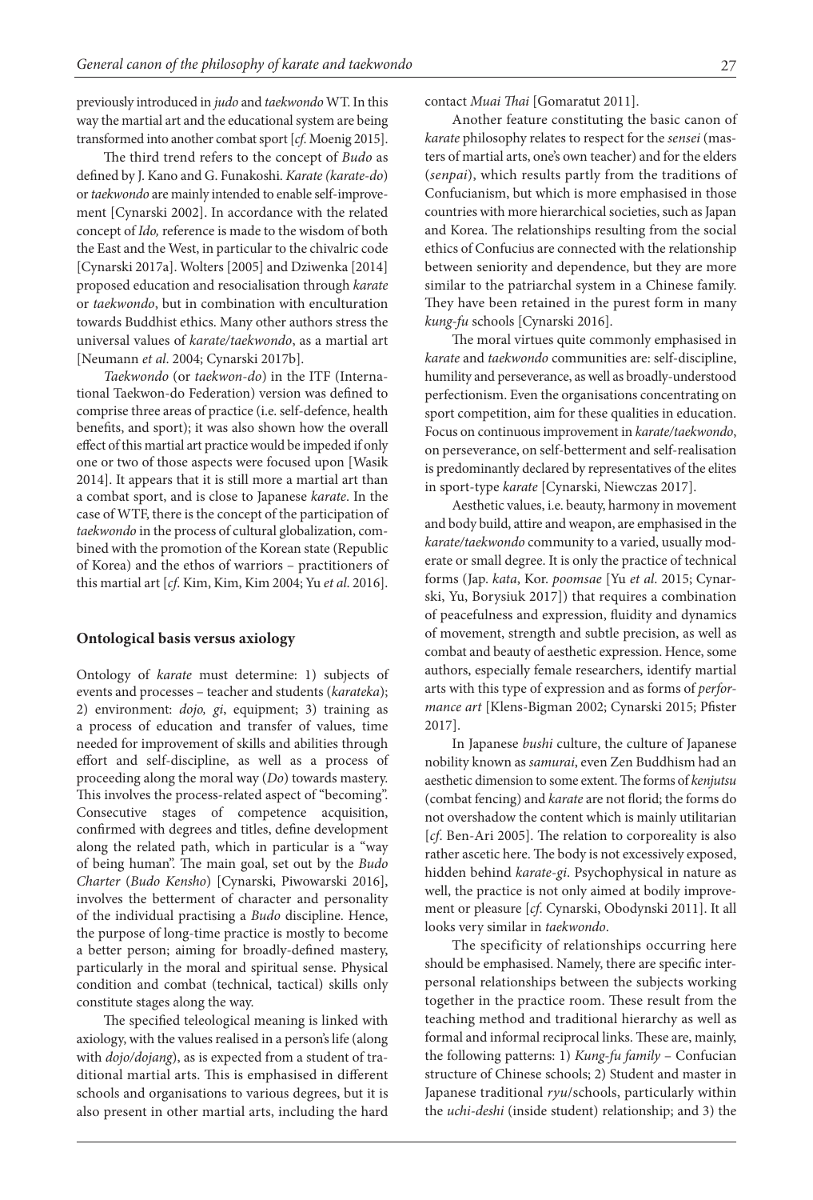previously introduced in *judo* and *taekwondo* WT. In this way the martial art and the educational system are being transformed into another combat sport [*cf.* Moenig 2015].

The third trend refers to the concept of *Budo* as defined by J. Kano and G. Funakoshi. *Karate (karate-do)* or *taekwondo* are mainly intended to enable self-improvement [Cynarski 2002]. In accordance with the related concept of *Ido,* reference is made to the wisdom of both the East and the West, in particular to the chivalric code [Cynarski 2017a]. Wolters [2005] and Dziwenka [2014] proposed education and resocialisation through *karate* or *taekwondo*, but in combination with enculturation towards Buddhist ethics. Many other authors stress the universal values of *karate/taekwondo*, as a martial art [Neumann *et al*. 2004; Cynarski 2017b].

*Taekwondo* (or *taekwon-do*) in the ITF (International Taekwon-do Federation) version was defined to comprise three areas of practice (i.e. self-defence, health benefits, and sport); it was also shown how the overall effect of this martial art practice would be impeded if only one or two of those aspects were focused upon [Wasik 2014]. It appears that it is still more a martial art than a combat sport, and is close to Japanese *karate*. In the case of WTF, there is the concept of the participation of *taekwondo* in the process of cultural globalization, combined with the promotion of the Korean state (Republic of Korea) and the ethos of warriors – practitioners of this martial art [*cf*. Kim, Kim, Kim 2004; Yu *et al*. 2016].

## Ontological basis versus axiology

Ontology of *karate* must determine: 1) subjects of events and processes – teacher and students (*karateka*); 2) environment: *dojo, gi*, equipment; 3) training as a process of education and transfer of values, time needed for improvement of skills and abilities through effort and self-discipline, as well as a process of proceeding along the moral way (*Do*) towards mastery. This involves the process-related aspect of "becoming". Consecutive stages of competence acquisition, confirmed with degrees and titles, define development along the related path, which in particular is a "way of being human". The main goal, set out by the *Budo Charter* (*Budo Kensho*) [Cynarski, Piwowarski 2016], involves the betterment of character and personality of the individual practising a *Budo* discipline. Hence, the purpose of long-time practice is mostly to become a better person; aiming for broadly-defined mastery, particularly in the moral and spiritual sense. Physical condition and combat (technical, tactical) skills only constitute stages along the way.

The specified teleological meaning is linked with axiology, with the values realised in a person's life (along with *dojo/dojang*), as is expected from a student of traditional martial arts. This is emphasised in different schools and organisations to various degrees, but it is also present in other martial arts, including the hard contact *Muai Thai* [Gomaratut 2011].

Another feature constituting the basic canon of *karate* philosophy relates to respect for the *sensei* (masters of martial arts, one's own teacher) and for the elders (*senpai*), which results partly from the traditions of Confucianism, but which is more emphasised in those countries with more hierarchical societies, such as Japan and Korea. The relationships resulting from the social ethics of Confucius are connected with the relationship between seniority and dependence, but they are more similar to the patriarchal system in a Chinese family. They have been retained in the purest form in many *kung-fu* schools [Cynarski 2016].

The moral virtues quite commonly emphasised in *karate* and *taekwondo* communities are: self-discipline, humility and perseverance, as well as broadly-understood perfectionism. Even the organisations concentrating on sport competition, aim for these qualities in education. Focus on continuous improvement in *karate/taekwondo*, on perseverance, on self-betterment and self-realisation is predominantly declared by representatives of the elites in sport-type *karate* [Cynarski, Niewczas 2017].

Aesthetic values, i.e. beauty, harmony in movement and body build, attire and weapon, are emphasised in the *karate/taekwondo* community to a varied, usually moderate or small degree. It is only the practice of technical forms (Jap. *kata*, Kor. *poomsae* [Yu *et al*. 2015; Cynarski, Yu, Borysiuk 2017]) that requires a combination of peacefulness and expression, fluidity and dynamics of movement, strength and subtle precision, as well as combat and beauty of aesthetic expression. Hence, some authors, especially female researchers, identify martial arts with this type of expression and as forms of *performance art* [Klens-Bigman 2002; Cynarski 2015; Pfister 2017].

In Japanese *bushi* culture, the culture of Japanese nobility known as *samurai*, even Zen Buddhism had an aesthetic dimension to some extent. The forms of *kenjutsu* (combat fencing) and *karate* are not florid; the forms do not overshadow the content which is mainly utilitarian [*cf*. Ben-Ari 2005]. The relation to corporeality is also rather ascetic here. The body is not excessively exposed, hidden behind *karate-gi*. Psychophysical in nature as well, the practice is not only aimed at bodily improvement or pleasure [*cf*. Cynarski, Obodynski 2011]. It all looks very similar in *taekwondo*.

The specificity of relationships occurring here should be emphasised. Namely, there are specific interpersonal relationships between the subjects working together in the practice room. These result from the teaching method and traditional hierarchy as well as formal and informal reciprocal links. These are, mainly, the following patterns: 1) *Kung-fu family* – Confucian structure of Chinese schools; 2) Student and master in Japanese traditional *ryu*/schools, particularly within the *uchi-deshi* (inside student) relationship; and 3) the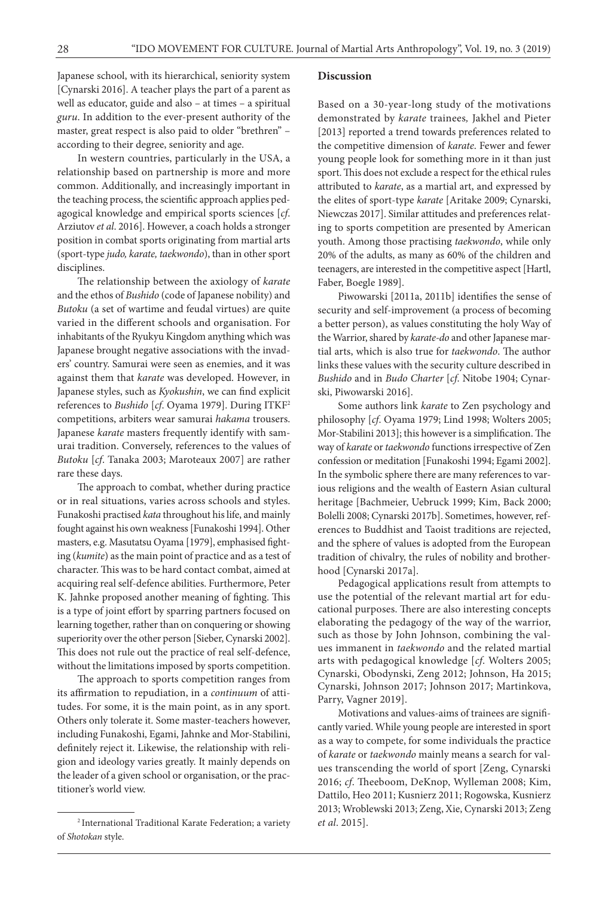Japanese school, with its hierarchical, seniority system [Cynarski 2016]. A teacher plays the part of a parent as well as educator, guide and also – at times – a spiritual *guru*. In addition to the ever-present authority of the master, great respect is also paid to older "brethren" – according to their degree, seniority and age.

In western countries, particularly in the USA, a relationship based on partnership is more and more common. Additionally, and increasingly important in the teaching process, the scientific approach applies pedagogical knowledge and empirical sports sciences [*cf*. Arziutov *et al*. 2016]. However, a coach holds a stronger position in combat sports originating from martial arts (sport-type *judo, karate, taekwondo*), than in other sport disciplines.

The relationship between the axiology of *karate* and the ethos of *Bushido* (code of Japanese nobility) and *Butoku* (a set of wartime and feudal virtues) are quite varied in the different schools and organisation. For inhabitants of the Ryukyu Kingdom anything which was Japanese brought negative associations with the invaders' country. Samurai were seen as enemies, and it was against them that *karate* was developed. However, in Japanese styles, such as *Kyokushin*, we can find explicit references to *Bushido* [*cf*. Oyama 1979]. During ITKF[2] competitions, arbiters wear samurai *hakama* trousers. Japanese *karate* masters frequently identify with samurai tradition. Conversely, references to the values of *Butoku* [*cf*. Tanaka 2003; Maroteaux 2007] are rather rare these days.

The approach to combat, whether during practice or in real situations, varies across schools and styles. Funakoshi practised *kata* throughout his life, and mainly fought against his own weakness [Funakoshi 1994]. Other masters, e.g. Masutatsu Oyama [1979], emphasised fighting (*kumite*) as the main point of practice and as a test of character. This was to be hard contact combat, aimed at acquiring real self-defence abilities. Furthermore, Peter K. Jahnke proposed another meaning of fighting. This is a type of joint effort by sparring partners focused on learning together, rather than on conquering or showing superiority over the other person [Sieber, Cynarski 2002]. This does not rule out the practice of real self-defence, without the limitations imposed by sports competition.

The approach to sports competition ranges from its affirmation to repudiation, in a *continuum* of attitudes. For some, it is the main point, as in any sport. Others only tolerate it. Some master-teachers however, including Funakoshi, Egami, Jahnke and Mor-Stabilini, definitely reject it. Likewise, the relationship with religion and ideology varies greatly. It mainly depends on the leader of a given school or organisation, or the practitioner's world view.

[2] International Traditional Karate Federation; a variety of *Shotokan* style.

## Discussion

Based on a 30-year-long study of the motivations demonstrated by *karate* trainees*,* Jakhel and Pieter [2013] reported a trend towards preferences related to the competitive dimension of *karate*. Fewer and fewer young people look for something more in it than just sport. This does not exclude a respect for the ethical rules attributed to *karate*, as a martial art, and expressed by the elites of sport-type *karate* [Aritake 2009; Cynarski, Niewczas 2017]. Similar attitudes and preferences relating to sports competition are presented by American youth. Among those practising *taekwondo*, while only 20% of the adults, as many as 60% of the children and teenagers, are interested in the competitive aspect [Hartl, Faber, Boegle 1989].

Piwowarski [2011a, 2011b] identifies the sense of security and self-improvement (a process of becoming a better person), as values constituting the holy Way of the Warrior, shared by *karate-do* and other Japanese martial arts, which is also true for *taekwondo*. The author links these values with the security culture described in *Bushido* and in *Budo Charter* [*cf*. Nitobe 1904; Cynarski, Piwowarski 2016].

Some authors link *karate* to Zen psychology and philosophy [*cf*. Oyama 1979; Lind 1998; Wolters 2005; Mor-Stabilini 2013]; this however is a simplification. The way of *karate* or *taekwondo* functions irrespective of Zen confession or meditation [Funakoshi 1994; Egami 2002]. In the symbolic sphere there are many references to various religions and the wealth of Eastern Asian cultural heritage [Bachmeier, Uebruck 1999; Kim, Back 2000; Bolelli 2008; Cynarski 2017b]. Sometimes, however, references to Buddhist and Taoist traditions are rejected, and the sphere of values is adopted from the European tradition of chivalry, the rules of nobility and brotherhood [Cynarski 2017a].

Pedagogical applications result from attempts to use the potential of the relevant martial art for educational purposes. There are also interesting concepts elaborating the pedagogy of the way of the warrior, such as those by John Johnson, combining the values immanent in *taekwondo* and the related martial arts with pedagogical knowledge [*cf*. Wolters 2005; Cynarski, Obodynski, Zeng 2012; Johnson, Ha 2015; Cynarski, Johnson 2017; Johnson 2017; Martinkova, Parry, Vagner 2019].

Motivations and values-aims of trainees are significantly varied. While young people are interested in sport as a way to compete, for some individuals the practice of *karate* or *taekwondo* mainly means a search for values transcending the world of sport [Zeng, Cynarski 2016; *cf*. Theeboom, DeKnop, Wylleman 2008; Kim, Dattilo, Heo 2011; Kusnierz 2011; Rogowska, Kusnierz 2013; Wroblewski 2013; Zeng, Xie, Cynarski 2013; Zeng *et al*. 2015].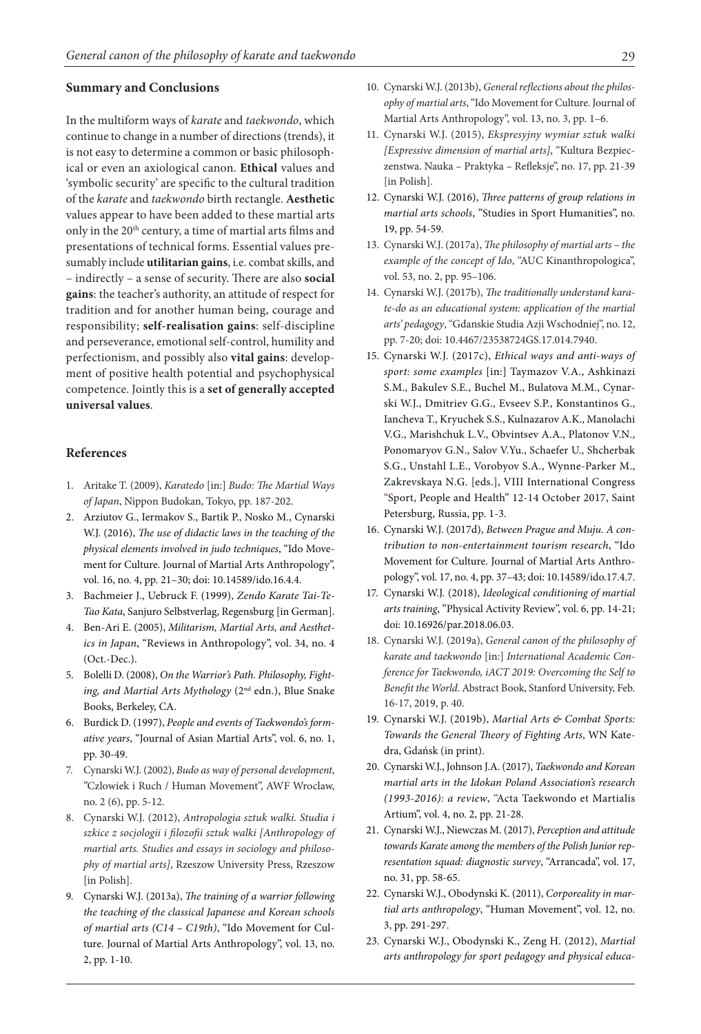## Summary and Conclusions

In the multiform ways of *karate* and *taekwondo*, which continue to change in a number of directions (trends), it is not easy to determine a common or basic philosophical or even an axiological canon. **Ethical** values and 'symbolic security' are specific to the cultural tradition of the *karate* and *taekwondo* birth rectangle. **Aesthetic** values appear to have been added to these martial arts only in the 20th century, a time of martial arts films and presentations of technical forms. Essential values presumably include **utilitarian gains**, i.e. combat skills, and – indirectly – a sense of security. There are also **social gains**: the teacher's authority, an attitude of respect for tradition and for another human being, courage and responsibility; **self-realisation gains**: self-discipline and perseverance, emotional self-control, humility and perfectionism, and possibly also **vital gains**: development of positive health potential and psychophysical competence. Jointly this is a **set of generally accepted universal values**.

## References

1. Aritake T. (2009), *Karatedo* [in:] *Budo: The Martial Ways of Japan*, Nippon Budokan, Tokyo, pp. 187-202.
2. Arziutov G., Iermakov S., Bartik P., Nosko M., Cynarski W.J. (2016), *The use of didactic laws in the teaching of the physical elements involved in judo techniques*, "Ido Movement for Culture. Journal of Martial Arts Anthropology", vol. 16, no. 4, pp. 21–30; doi: 10.14589/ido.16.4.4.
3. Bachmeier J., Uebruck F. (1999), *Zendo Karate Tai-Te-Tao Kata*, Sanjuro Selbstverlag, Regensburg [in German].
4. Ben-Ari E. (2005), *Militarism, Martial Arts, and Aesthetics in Japan*, "Reviews in Anthropology", vol. 34, no. 4 (Oct.-Dec.).
5. Bolelli D. (2008), *On the Warrior's Path. Philosophy, Fighting, and Martial Arts Mythology* (2nd edn.), Blue Snake Books, Berkeley, CA.
6. Burdick D. (1997), *People and events of Taekwondo's formative years*, "Journal of Asian Martial Arts", vol. 6, no. 1, pp. 30-49.
7. Cynarski W.J. (2002), *Budo as way of personal development*, "Czlowiek i Ruch / Human Movement", AWF Wroclaw, no. 2 (6), pp. 5-12.
8. Cynarski W.J. (2012), *Antropologia sztuk walki. Studia i szkice z socjologii i filozofii sztuk walki [Anthropology of martial arts. Studies and essays in sociology and philosophy of martial arts]*, Rzeszow University Press, Rzeszow [in Polish].
9. Cynarski W.J. (2013a), *The training of a warrior following the teaching of the classical Japanese and Korean schools of martial arts (C14 – C19th)*, "Ido Movement for Culture. Journal of Martial Arts Anthropology", vol. 13, no. 2, pp. 1-10.
10. Cynarski W.J. (2013b), *General reflections about the philosophy of martial arts*, "Ido Movement for Culture. Journal of Martial Arts Anthropology", vol. 13, no. 3, pp. 1–6.
11. Cynarski W.J. (2015), *Ekspresyjny wymiar sztuk walki [Expressive dimension of martial arts]*, "Kultura Bezpieczenstwa. Nauka – Praktyka – Refleksje", no. 17, pp. 21-39 [in Polish].
12. Cynarski W.J. (2016), *Three patterns of group relations in martial arts schools*, "Studies in Sport Humanities", no. 19, pp. 54-59.
13. Cynarski W.J. (2017a), *The philosophy of martial arts – the example of the concept of Ido*, "AUC Kinanthropologica", vol. 53, no. 2, pp. 95–106.
14. Cynarski W.J. (2017b), *The traditionally understand karate-do as an educational system: application of the martial arts' pedagogy*, "Gdanskie Studia Azji Wschodniej", no. 12, pp. 7-20; doi: 10.4467/23538724GS.17.014.7940.
15. Cynarski W.J. (2017c), *Ethical ways and anti-ways of sport: some examples* [in:] Taymazov V.A., Ashkinazi S.M., Bakulev S.E., Buchel M., Bulatova M.M., Cynarski W.J., Dmitriev G.G., Evseev S.P., Konstantinos G., Iancheva T., Kryuchek S.S., Kulnazarov A.K., Manolachi V.G., Marishchuk L.V., Obvintsev A.A., Platonov V.N., Ponomaryov G.N., Salov V.Yu., Schaefer U., Shcherbak S.G., Unstahl L.E., Vorobyov S.A., Wynne-Parker M., Zakrevskaya N.G. [eds.], VIII International Congress "Sport, People and Health" 12-14 October 2017, Saint Petersburg, Russia, pp. 1-3.
16. Cynarski W.J. (2017d), *Between Prague and Muju. A contribution to non-entertainment tourism research*, "Ido Movement for Culture. Journal of Martial Arts Anthropology", vol. 17, no. 4, pp. 37–43; doi: 10.14589/ido.17.4.7.
17. Cynarski W.J. (2018), *Ideological conditioning of martial arts training*, "Physical Activity Review", vol. 6, pp. 14-21; doi: 10.16926/par.2018.06.03.
18. Cynarski W.J. (2019a), *General canon of the philosophy of karate and taekwondo* [in:] *International Academic Conference for Taekwondo, iACT 2019: Overcoming the Self to Benefit the World*. Abstract Book, Stanford University, Feb. 16-17, 2019, p. 40.
19. Cynarski W.J. (2019b), *Martial Arts & Combat Sports: Towards the General Theory of Fighting Arts*, WN Katedra, Gdańsk (in print).
20. Cynarski W.J., Johnson J.A. (2017), *Taekwondo and Korean martial arts in the Idokan Poland Association's research (1993-2016): a review*, "Acta Taekwondo et Martialis Artium", vol. 4, no. 2, pp. 21-28.
21. Cynarski W.J., Niewczas M. (2017), *Perception and attitude towards Karate among the members of the Polish Junior representation squad: diagnostic survey*, "Arrancada", vol. 17, no. 31, pp. 58-65.
22. Cynarski W.J., Obodynski K. (2011), *Corporeality in martial arts anthropology*, "Human Movement", vol. 12, no. 3, pp. 291-297.
23. Cynarski W.J., Obodynski K., Zeng H. (2012), *Martial arts anthropology for sport pedagogy and physical educa-*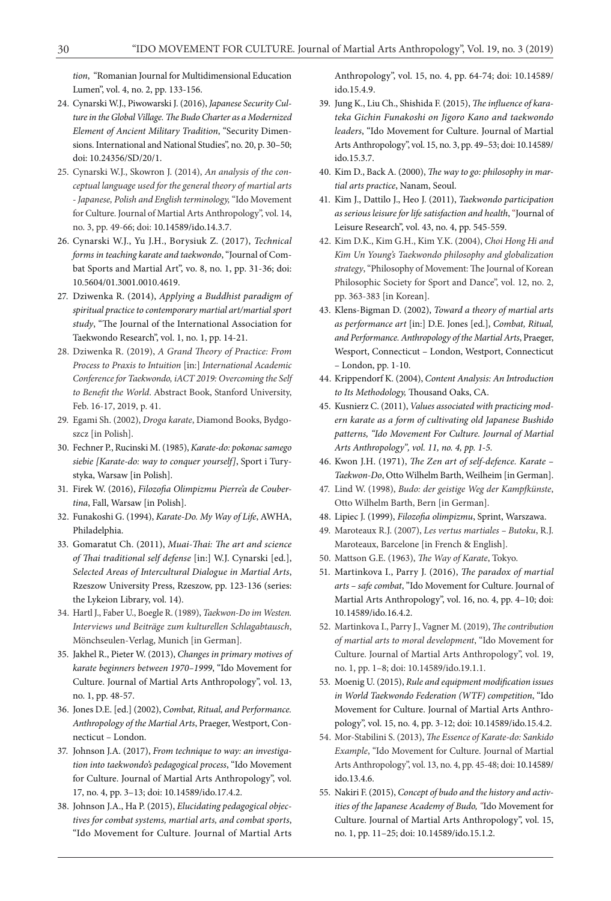*tion*, "Romanian Journal for Multidimensional Education Lumen", vol. 4, no. 2, pp. 133-156.

24. Cynarski W.J., Piwowarski J. (2016), *Japanese Security Culture in the Global Village. The Budo Charter as a Modernized Element of Ancient Military Tradition*, "Security Dimensions. International and National Studies", no. 20, p. 30–50; doi: 10.24356/SD/20/1.
25. Cynarski W.J., Skowron J. (2014), *An analysis of the conceptual language used for the general theory of martial arts - Japanese, Polish and English terminology,* "Ido Movement for Culture. Journal of Martial Arts Anthropology", vol. 14, no. 3, pp. 49-66; doi: 10.14589/ido.14.3.7.
26. Cynarski W.J., Yu J.H., Borysiuk Z. (2017), *Technical forms in teaching karate and taekwondo*, "Journal of Combat Sports and Martial Art", vo. 8, no. 1, pp. 31-36; doi: 10.5604/01.3001.0010.4619.
27. Dziwenka R. (2014), *Applying a Buddhist paradigm of spiritual practice to contemporary martial art/martial sport study*, "The Journal of the International Association for Taekwondo Research", vol. 1, no. 1, pp. 14-21.
28. Dziwenka R. (2019), *A Grand Theory of Practice: From Process to Praxis to Intuition* [in:] *International Academic Conference for Taekwondo, iACT 2019: Overcoming the Self to Benefit the World*. Abstract Book, Stanford University, Feb. 16-17, 2019, p. 41.
29. Egami Sh. (2002), *Droga karate*, Diamond Books, Bydgoszcz [in Polish].
30. Fechner P., Rucinski M. (1985), *Karate-do: pokonac samego siebie [Karate-do: way to conquer yourself]*, Sport i Turystyka, Warsaw [in Polish].
31. Firek W. (2016), *Filozofia Olimpizmu Pierre'a de Coubertina*, Fall, Warsaw [in Polish].
32. Funakoshi G. (1994), *Karate-Do. My Way of Life*, AWHA, Philadelphia.
33. Gomaratut Ch. (2011), *Muai-Thai: The art and science of Thai traditional self defense* [in:] W.J. Cynarski [ed.], *Selected Areas of Intercultural Dialogue in Martial Arts*, Rzeszow University Press, Rzeszow, pp. 123-136 (series: the Lykeion Library, vol. 14).
34. Hartl J., Faber U., Boegle R. (1989), *Taekwon-Do im Westen. Interviews und Beiträge zum kulturellen Schlagabtausch*, Mönchseulen-Verlag, Munich [in German].
35. Jakhel R., Pieter W. (2013), *Changes in primary motives of karate beginners between 1970–1999*, "Ido Movement for Culture. Journal of Martial Arts Anthropology", vol. 13, no. 1, pp. 48-57.
36. Jones D.E. [ed.] (2002), *Combat, Ritual, and Performance. Anthropology of the Martial Arts*, Praeger, Westport, Connecticut – London.
37. Johnson J.A. (2017), *From technique to way: an investigation into taekwondo's pedagogical process*, "Ido Movement for Culture. Journal of Martial Arts Anthropology", vol. 17, no. 4, pp. 3–13; doi: 10.14589/ido.17.4.2.
38. Johnson J.A., Ha P. (2015), *Elucidating pedagogical objectives for combat systems, martial arts, and combat sports*, "Ido Movement for Culture. Journal of Martial Arts Anthropology", vol. 15, no. 4, pp. 64-74; doi: 10.14589/ido.15.4.9.
39. Jung K., Liu Ch., Shishida F. (2015), *The influence of karateka Gichin Funakoshi on Jigoro Kano and taekwondo leaders*, "Ido Movement for Culture. Journal of Martial Arts Anthropology", vol. 15, no. 3, pp. 49–53; doi: 10.14589/ido.15.3.7.
40. Kim D., Back A. (2000), *The way to go: philosophy in martial arts practice*, Nanam, Seoul.
41. Kim J., Dattilo J., Heo J. (2011), *Taekwondo participation as serious leisure for life satisfaction and health*, "Journal of Leisure Research", vol. 43, no. 4, pp. 545-559.
42. Kim D.K., Kim G.H., Kim Y.K. (2004), *Choi Hong Hi and Kim Un Young's Taekwondo philosophy and globalization strategy*, "Philosophy of Movement: The Journal of Korean Philosophic Society for Sport and Dance", vol. 12, no. 2, pp. 363-383 [in Korean].
43. Klens-Bigman D. (2002), *Toward a theory of martial arts as performance art* [in:] D.E. Jones [ed.], *Combat, Ritual, and Performance. Anthropology of the Martial Arts*, Praeger, Wesport, Connecticut – London, Westport, Connecticut – London, pp. 1-10.
44. Krippendorf K. (2004), *Content Analysis: An Introduction to Its Methodology,* Thousand Oaks, CA.
45. Kusnierz C. (2011), *Values associated with practicing modern karate as a form of cultivating old Japanese Bushido patterns, "Ido Movement For Culture. Journal of Martial Arts Anthropology", vol. 11, no. 4, pp. 1-5.*
46. Kwon J.H. (1971), *The Zen art of self-defence. Karate – Taekwon-Do*, Otto Wilhelm Barth, Weilheim [in German].
47. Lind W. (1998), *Budo: der geistige Weg der Kampfkünste*, Otto Wilhelm Barth, Bern [in German].
48. Lipiec J. (1999), *Filozofia olimpizmu*, Sprint, Warszawa.
49. Maroteaux R.J. (2007), *Les vertus martiales – Butoku*, R.J. Maroteaux, Barcelone [in French & English].
50. Mattson G.E. (1963), *The Way of Karate*, Tokyo.
51. Martinkova I., Parry J. (2016), *The paradox of martial arts – safe combat*, "Ido Movement for Culture. Journal of Martial Arts Anthropology", vol. 16, no. 4, pp. 4–10; doi: 10.14589/ido.16.4.2.
52. Martinkova I., Parry J., Vagner M. (2019), *The contribution of martial arts to moral development*, "Ido Movement for Culture. Journal of Martial Arts Anthropology", vol. 19, no. 1, pp. 1–8; doi: 10.14589/ido.19.1.1.
53. Moenig U. (2015), *Rule and equipment modification issues in World Taekwondo Federation (WTF) competition*, "Ido Movement for Culture. Journal of Martial Arts Anthropology", vol. 15, no. 4, pp. 3-12; doi: 10.14589/ido.15.4.2.
54. Mor-Stabilini S. (2013), *The Essence of Karate-do: Sankido Example*, "Ido Movement for Culture. Journal of Martial Arts Anthropology", vol. 13, no. 4, pp. 45-48; doi: 10.14589/ido.13.4.6.
55. Nakiri F. (2015), *Concept of budo and the history and activities of the Japanese Academy of Budo,* "Ido Movement for Culture. Journal of Martial Arts Anthropology", vol. 15, no. 1, pp. 11–25; doi: 10.14589/ido.15.1.2.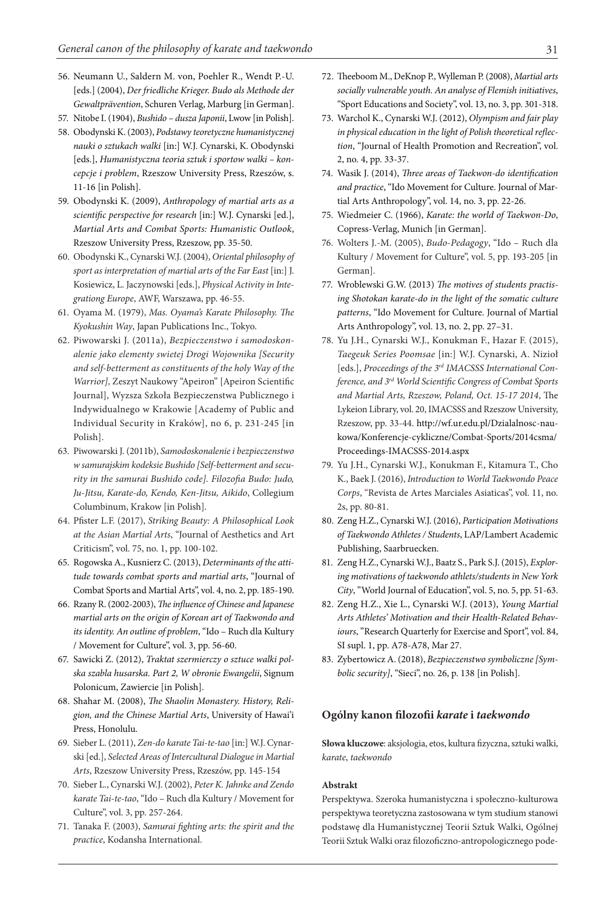56. Neumann U., Saldern M. von, Poehler R., Wendt P.-U. [eds.] (2004), *Der friedliche Krieger. Budo als Methode der Gewaltprävention*, Schuren Verlag, Marburg [in German].
57. Nitobe I. (1904), *Bushido – dusza Japonii*, Lwow [in Polish].
58. Obodynski K. (2003), *Podstawy teoretyczne humanistycznej nauki o sztukach walki* [in:] W.J. Cynarski, K. Obodynski [eds.], *Humanistyczna teoria sztuk i sportow walki – koncepcje i problem*, Rzeszow University Press, Rzeszów, s. 11-16 [in Polish].
59. Obodynski K. (2009), *Anthropology of martial arts as a scientific perspective for research* [in:] W.J. Cynarski [ed.], *Martial Arts and Combat Sports: Humanistic Outlook*, Rzeszow University Press, Rzeszow, pp. 35-50.
60. Obodynski K., Cynarski W.J. (2004), *Oriental philosophy of sport as interpretation of martial arts of the Far East* [in:] J. Kosiewicz, L. Jaczynowski [eds.], *Physical Activity in Integrationg Europe*, AWF, Warszawa, pp. 46-55.
61. Oyama M. (1979), *Mas. Oyama's Karate Philosophy. The Kyokushin Way*, Japan Publications Inc., Tokyo.
62. Piwowarski J. (2011a), *Bezpieczenstwo i samodoskonalenie jako elementy swietej Drogi Wojownika [Security and self-betterment as constituents of the holy Way of the Warrior],* Zeszyt Naukowy "Apeiron" [Apeiron Scientific Journal], Wyzsza Szkoła Bezpieczenstwa Publicznego i Indywidualnego w Krakowie [Academy of Public and Individual Security in Kraków], no 6, p. 231-245 [in Polish].
63. Piwowarski J. (2011b), *Samodoskonalenie i bezpieczenstwo w samurajskim kodeksie Bushido [Self-betterment and security in the samurai Bushido code]. Filozofia Budo: Judo, Ju-Jitsu, Karate-do, Kendo, Ken-Jitsu, Aikido*, Collegium Columbinum, Krakow [in Polish].
64. Pfister L.F. (2017), *Striking Beauty: A Philosophical Look at the Asian Martial Arts*, "Journal of Aesthetics and Art Criticism", vol. 75, no. 1, pp. 100-102.
65. Rogowska A., Kusnierz C. (2013), *Determinants of the attitude towards combat sports and martial arts*, "Journal of Combat Sports and Martial Arts", vol. 4, no. 2, pp. 185-190.
66. Rzany R. (2002-2003), *The influence of Chinese and Japanese martial arts on the origin of Korean art of Taekwondo and its identity. An outline of problem*, "Ido – Ruch dla Kultury / Movement for Culture", vol. 3, pp. 56-60.
67. Sawicki Z. (2012), *Traktat szermierczy o sztuce walki polska szabla husarska. Part 2, W obronie Ewangelii*, Signum Polonicum, Zawiercie [in Polish].
68. Shahar M. (2008), *The Shaolin Monastery. History, Religion, and the Chinese Martial Arts*, University of Hawai'i Press, Honolulu.
69. Sieber L. (2011), *Zen-do karate Tai-te-tao* [in:] W.J. Cynarski [ed.], *Selected Areas of Intercultural Dialogue in Martial Arts*, Rzeszow University Press, Rzeszów, pp. 145-154
70. Sieber L., Cynarski W.J. (2002), *Peter K. Jahnke and Zendo karate Tai-te-tao*, "Ido – Ruch dla Kultury / Movement for Culture", vol. 3, pp. 257-264.
71. Tanaka F. (2003), *Samurai fighting arts: the spirit and the practice*, Kodansha International.
72. Theeboom M., DeKnop P., Wylleman P. (2008), *Martial arts socially vulnerable youth. An analyse of Flemish initiatives*, "Sport Educations and Society", vol. 13, no. 3, pp. 301-318.
73. Warchol K., Cynarski W.J. (2012), *Olympism and fair play in physical education in the light of Polish theoretical reflection*, "Journal of Health Promotion and Recreation", vol. 2, no. 4, pp. 33-37.
74. Wasik J. (2014), *Three areas of Taekwon-do identification and practice*, "Ido Movement for Culture. Journal of Martial Arts Anthropology", vol. 14, no. 3, pp. 22-26.
75. Wiedmeier C. (1966), *Karate: the world of Taekwon-Do*, Copress-Verlag, Munich [in German].
76. Wolters J.-M. (2005), *Budo-Pedagogy*, "Ido – Ruch dla Kultury / Movement for Culture", vol. 5, pp. 193-205 [in German].
77. Wroblewski G.W. (2013) *The motives of students practising Shotokan karate-do in the light of the somatic culture patterns*, "Ido Movement for Culture. Journal of Martial Arts Anthropology", vol. 13, no. 2, pp. 27–31.
78. Yu J.H., Cynarski W.J., Konukman F., Hazar F. (2015), *Taegeuk Series Poomsae* [in:] W.J. Cynarski, A. Nizioł [eds.], *Proceedings of the 3rd IMACSSS International Conference, and 3rd World Scientific Congress of Combat Sports and Martial Arts, Rzeszow, Poland, Oct. 15-17 2014*, The Lykeion Library, vol. 20, IMACSSS and Rzeszow University, Rzeszow, pp. 33-44. http://wf.ur.edu.pl/Dzialalnosc-naukowa/Konferencje-cykliczne/Combat-Sports/2014csma/Proceedings-IMACSSS-2014.aspx
79. Yu J.H., Cynarski W.J., Konukman F., Kitamura T., Cho K., Baek J. (2016), *Introduction to World Taekwondo Peace Corps*, "Revista de Artes Marciales Asiaticas", vol. 11, no. 2s, pp. 80-81.
80. Zeng H.Z., Cynarski W.J. (2016), *Participation Motivations of Taekwondo Athletes / Students*, LAP/Lambert Academic Publishing, Saarbruecken.
81. Zeng H.Z., Cynarski W.J., Baatz S., Park S.J. (2015), *Exploring motivations of taekwondo athlets/students in New York City*, "World Journal of Education", vol. 5, no. 5, pp. 51-63.
82. Zeng H.Z., Xie L., Cynarski W.J. (2013), *Young Martial Arts Athletes' Motivation and their Health-Related Behaviours*, "Research Quarterly for Exercise and Sport", vol. 84, SI supl. 1, pp. A78-A78, Mar 27.
83. Zybertowicz A. (2018), *Bezpieczenstwo symboliczne [Symbolic security]*, "Sieci", no. 26, p. 138 [in Polish].

## Ogólny kanon filozofii *karate* i *taekwondo*

**Słowa kluczowe**: aksjologia, etos, kultura fizyczna, sztuki walki, *karate*, *taekwondo*

**Abstrakt**

Perspektywa. Szeroka humanistyczna i społeczno-kulturowa perspektywa teoretyczna zastosowana w tym studium stanowi podstawę dla Humanistycznej Teorii Sztuk Walki, Ogólnej Teorii Sztuk Walki oraz filozoficzno-antropologicznego pode-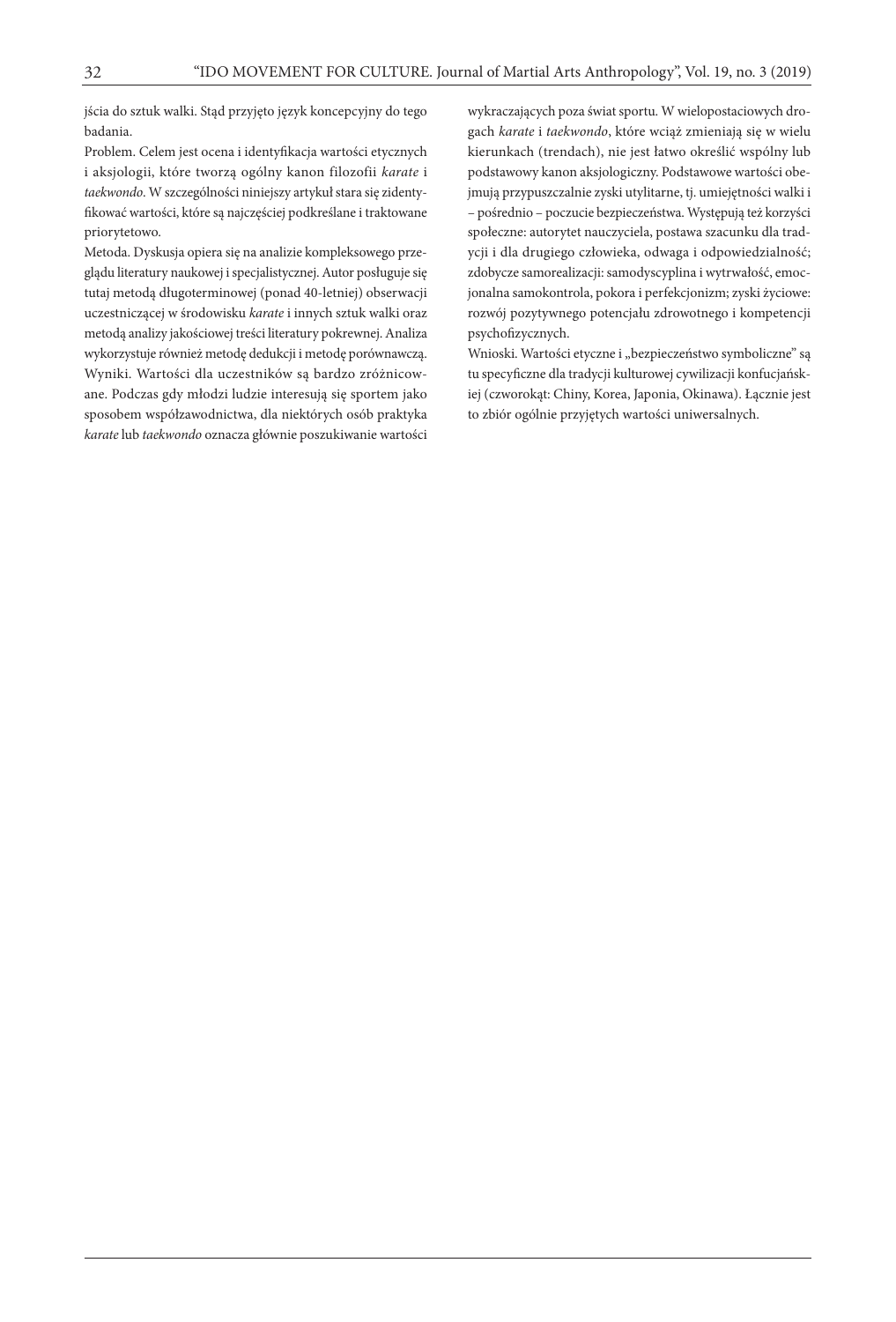jścia do sztuk walki. Stąd przyjęto język koncepcyjny do tego badania.

Problem. Celem jest ocena i identyfikacja wartości etycznych i aksjologii, które tworzą ogólny kanon filozofii *karate* i *taekwondo*. W szczególności niniejszy artykuł stara się zidentyfikować wartości, które są najczęściej podkreślane i traktowane priorytetowo.

Metoda. Dyskusja opiera się na analizie kompleksowego przeglądu literatury naukowej i specjalistycznej. Autor posługuje się tutaj metodą długoterminowej (ponad 40-letniej) obserwacji uczestniczącej w środowisku *karate* i innych sztuk walki oraz metodą analizy jakościowej treści literatury pokrewnej. Analiza wykorzystuje również metodę dedukcji i metodę porównawczą.

Wyniki. Wartości dla uczestników są bardzo zróżnicowane. Podczas gdy młodzi ludzie interesują się sportem jako sposobem współzawodnictwa, dla niektórych osób praktyka *karate* lub *taekwondo* oznacza głównie poszukiwanie wartości wykraczających poza świat sportu. W wielopostaciowych drogach *karate* i *taekwondo*, które wciąż zmieniają się w wielu kierunkach (trendach), nie jest łatwo określić wspólny lub podstawowy kanon aksjologiczny. Podstawowe wartości obejmują przypuszczalnie zyski utylitarne, tj. umiejętności walki i – pośrednio – poczucie bezpieczeństwa. Występują też korzyści społeczne: autorytet nauczyciela, postawa szacunku dla tradycji i dla drugiego człowieka, odwaga i odpowiedzialność; zdobycze samorealizacji: samodyscyplina i wytrwałość, emocjonalna samokontrola, pokora i perfekcjonizm; zyski życiowe: rozwój pozytywnego potencjału zdrowotnego i kompetencji psychofizycznych.

Wnioski. Wartości etyczne i „bezpieczeństwo symboliczne" są tu specyficzne dla tradycji kulturowej cywilizacji konfucjańskiej (czworokąt: Chiny, Korea, Japonia, Okinawa). Łącznie jest to zbiór ogólnie przyjętych wartości uniwersalnych.